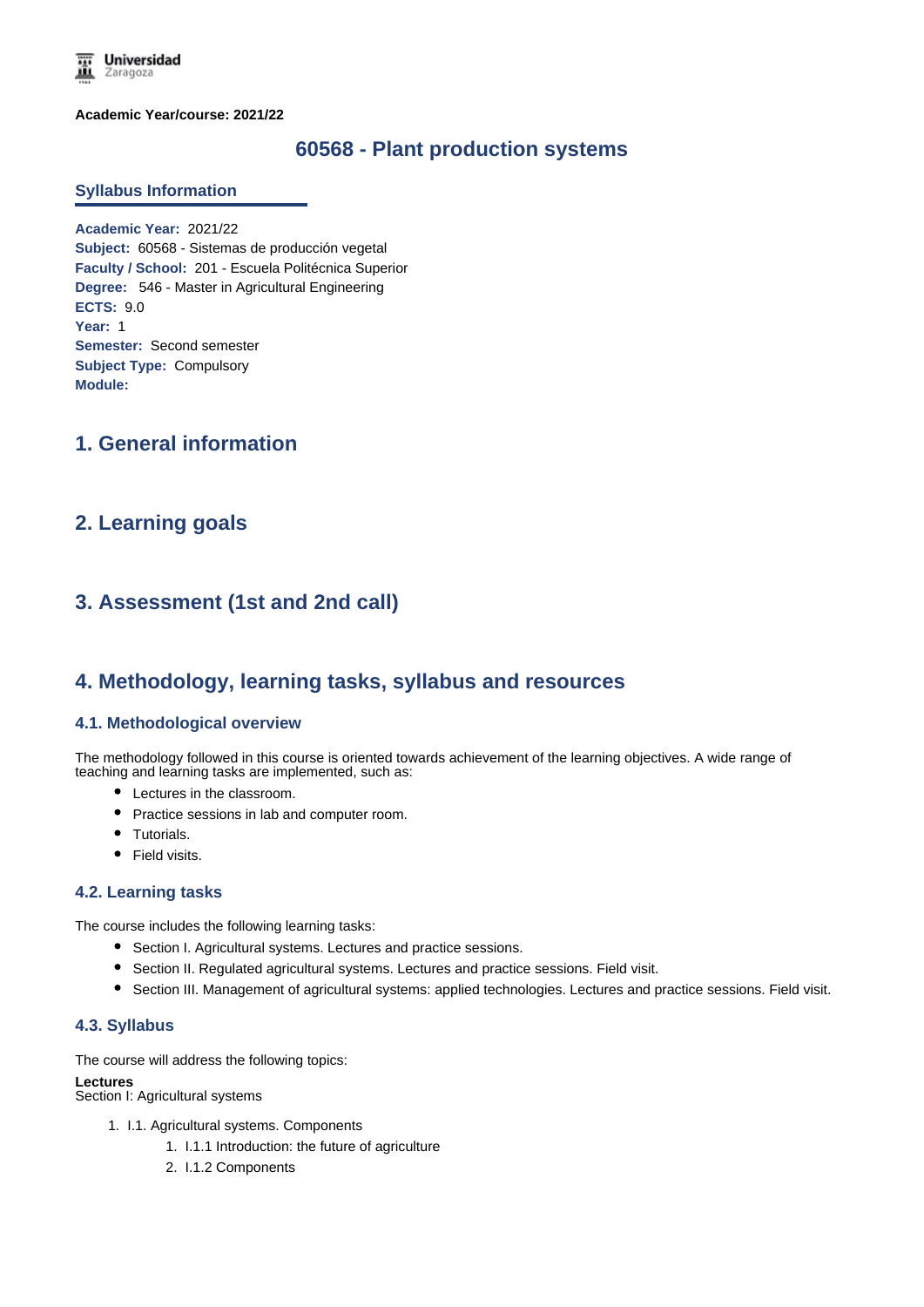**Academic Year/course: 2021/22**

# 60568 - Plant production systems

## Syllabus Information

**Academic Year:** 2021/22
**Subject:** 60568 - Sistemas de producción vegetal
**Faculty / School:** 201 - Escuela Politécnica Superior
**Degree:** 546 - Master in Agricultural Engineering
**ECTS:** 9.0
**Year:** 1
**Semester:** Second semester
**Subject Type:** Compulsory
**Module:**

## 1. General information

## 2. Learning goals

## 3. Assessment (1st and 2nd call)

## 4. Methodology, learning tasks, syllabus and resources

### 4.1. Methodological overview

The methodology followed in this course is oriented towards achievement of the learning objectives. A wide range of teaching and learning tasks are implemented, such as:

- Lectures in the classroom.
- Practice sessions in lab and computer room.
- Tutorials.
- Field visits.

### 4.2. Learning tasks

The course includes the following learning tasks:

- Section I. Agricultural systems. Lectures and practice sessions.
- Section II. Regulated agricultural systems. Lectures and practice sessions. Field visit.
- Section III. Management of agricultural systems: applied technologies. Lectures and practice sessions. Field visit.

### 4.3. Syllabus

The course will address the following topics:

**Lectures**
Section I: Agricultural systems

1. I.1. Agricultural systems. Components
   1. I.1.1 Introduction: the future of agriculture
   2. I.1.2 Components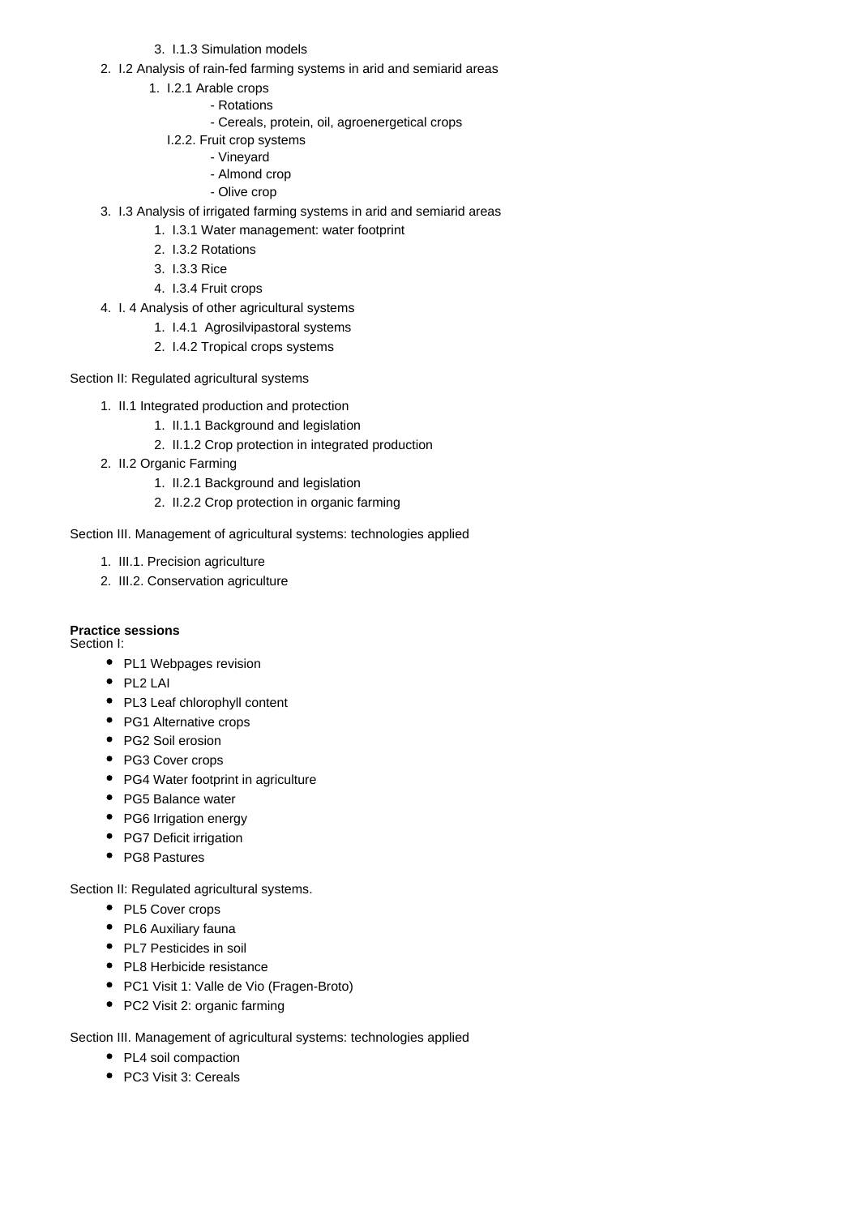3. I.1.3 Simulation models
2. I.2 Analysis of rain-fed farming systems in arid and semiarid areas
   1. I.2.1 Arable crops
      - Rotations
      - Cereals, protein, oil, agroenergetical crops

      I.2.2. Fruit crop systems
      - Vineyard
      - Almond crop
      - Olive crop
3. I.3 Analysis of irrigated farming systems in arid and semiarid areas
   1. I.3.1 Water management: water footprint
   2. I.3.2 Rotations
   3. I.3.3 Rice
   4. I.3.4 Fruit crops
4. I. 4 Analysis of other agricultural systems
   1. I.4.1 Agrosilvipastoral systems
   2. I.4.2 Tropical crops systems

Section II: Regulated agricultural systems

1. II.1 Integrated production and protection
   1. II.1.1 Background and legislation
   2. II.1.2 Crop protection in integrated production
2. II.2 Organic Farming
   1. II.2.1 Background and legislation
   2. II.2.2 Crop protection in organic farming

Section III. Management of agricultural systems: technologies applied

1. III.1. Precision agriculture
2. III.2. Conservation agriculture

**Practice sessions**

Section I:

- PL1 Webpages revision
- PL2 LAI
- PL3 Leaf chlorophyll content
- PG1 Alternative crops
- PG2 Soil erosion
- PG3 Cover crops
- PG4 Water footprint in agriculture
- PG5 Balance water
- PG6 Irrigation energy
- PG7 Deficit irrigation
- PG8 Pastures

Section II: Regulated agricultural systems.

- PL5 Cover crops
- PL6 Auxiliary fauna
- PL7 Pesticides in soil
- PL8 Herbicide resistance
- PC1 Visit 1: Valle de Vio (Fragen-Broto)
- PC2 Visit 2: organic farming

Section III. Management of agricultural systems: technologies applied

- PL4 soil compaction
- PC3 Visit 3: Cereals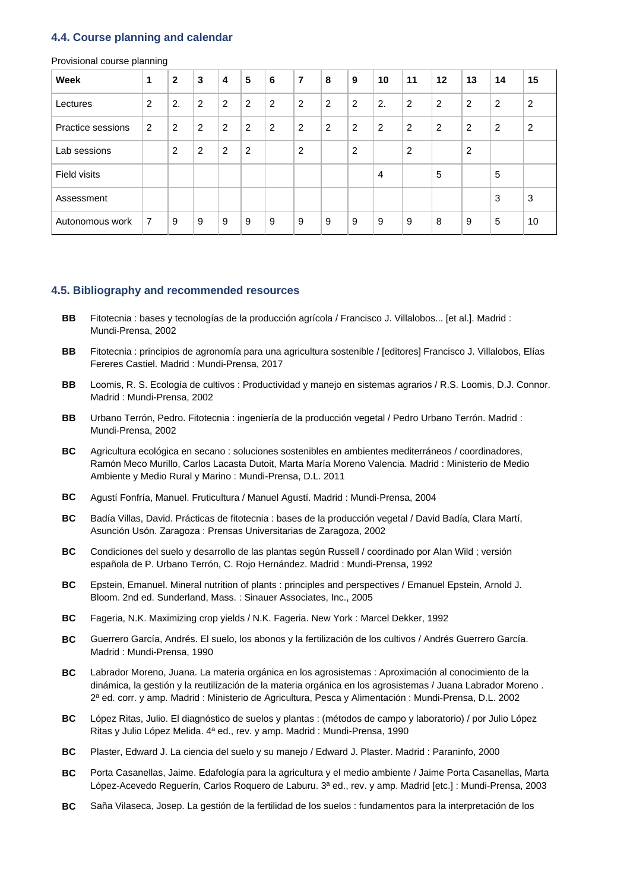### 4.4. Course planning and calendar

Provisional course planning

| Week | 1 | 2 | 3 | 4 | 5 | 6 | 7 | 8 | 9 | 10 | 11 | 12 | 13 | 14 | 15 |
|---|---|---|---|---|---|---|---|---|---|---|---|---|---|---|---|
| Lectures | 2 | 2. | 2 | 2 | 2 | 2 | 2 | 2 | 2 | 2. | 2 | 2 | 2 | 2 | 2 |
| Practice sessions | 2 | 2 | 2 | 2 | 2 | 2 | 2 | 2 | 2 | 2 | 2 | 2 | 2 | 2 | 2 |
| Lab sessions | | 2 | 2 | 2 | 2 | | 2 | | 2 | | 2 | | 2 | | |
| Field visits | | | | | | | | | | 4 | | 5 | | 5 | |
| Assessment | | | | | | | | | | | | | | 3 | 3 |
| Autonomous work | 7 | 9 | 9 | 9 | 9 | 9 | 9 | 9 | 9 | 9 | 9 | 8 | 9 | 5 | 10 |

### 4.5. Bibliography and recommended resources

- **BB** Fitotecnia : bases y tecnologías de la producción agrícola / Francisco J. Villalobos... [et al.]. Madrid : Mundi-Prensa, 2002
- **BB** Fitotecnia : principios de agronomía para una agricultura sostenible / [editores] Francisco J. Villalobos, Elías Fereres Castiel. Madrid : Mundi-Prensa, 2017
- **BB** Loomis, R. S. Ecología de cultivos : Productividad y manejo en sistemas agrarios / R.S. Loomis, D.J. Connor. Madrid : Mundi-Prensa, 2002
- **BB** Urbano Terrón, Pedro. Fitotecnia : ingeniería de la producción vegetal / Pedro Urbano Terrón. Madrid : Mundi-Prensa, 2002
- **BC** Agricultura ecológica en secano : soluciones sostenibles en ambientes mediterráneos / coordinadores, Ramón Meco Murillo, Carlos Lacasta Dutoit, Marta María Moreno Valencia. Madrid : Ministerio de Medio Ambiente y Medio Rural y Marino : Mundi-Prensa, D.L. 2011
- **BC** Agustí Fonfría, Manuel. Fruticultura / Manuel Agustí. Madrid : Mundi-Prensa, 2004
- **BC** Badía Villas, David. Prácticas de fitotecnia : bases de la producción vegetal / David Badía, Clara Martí, Asunción Usón. Zaragoza : Prensas Universitarias de Zaragoza, 2002
- **BC** Condiciones del suelo y desarrollo de las plantas según Russell / coordinado por Alan Wild ; versión española de P. Urbano Terrón, C. Rojo Hernández. Madrid : Mundi-Prensa, 1992
- **BC** Epstein, Emanuel. Mineral nutrition of plants : principles and perspectives / Emanuel Epstein, Arnold J. Bloom. 2nd ed. Sunderland, Mass. : Sinauer Associates, Inc., 2005
- **BC** Fageria, N.K. Maximizing crop yields / N.K. Fageria. New York : Marcel Dekker, 1992
- **BC** Guerrero García, Andrés. El suelo, los abonos y la fertilización de los cultivos / Andrés Guerrero García. Madrid : Mundi-Prensa, 1990
- **BC** Labrador Moreno, Juana. La materia orgánica en los agrosistemas : Aproximación al conocimiento de la dinámica, la gestión y la reutilización de la materia orgánica en los agrosistemas / Juana Labrador Moreno . 2ª ed. corr. y amp. Madrid : Ministerio de Agricultura, Pesca y Alimentación : Mundi-Prensa, D.L. 2002
- **BC** López Ritas, Julio. El diagnóstico de suelos y plantas : (métodos de campo y laboratorio) / por Julio López Ritas y Julio López Melida. 4ª ed., rev. y amp. Madrid : Mundi-Prensa, 1990
- **BC** Plaster, Edward J. La ciencia del suelo y su manejo / Edward J. Plaster. Madrid : Paraninfo, 2000
- **BC** Porta Casanellas, Jaime. Edafología para la agricultura y el medio ambiente / Jaime Porta Casanellas, Marta López-Acevedo Reguerín, Carlos Roquero de Laburu. 3ª ed., rev. y amp. Madrid [etc.] : Mundi-Prensa, 2003
- **BC** Saña Vilaseca, Josep. La gestión de la fertilidad de los suelos : fundamentos para la interpretación de los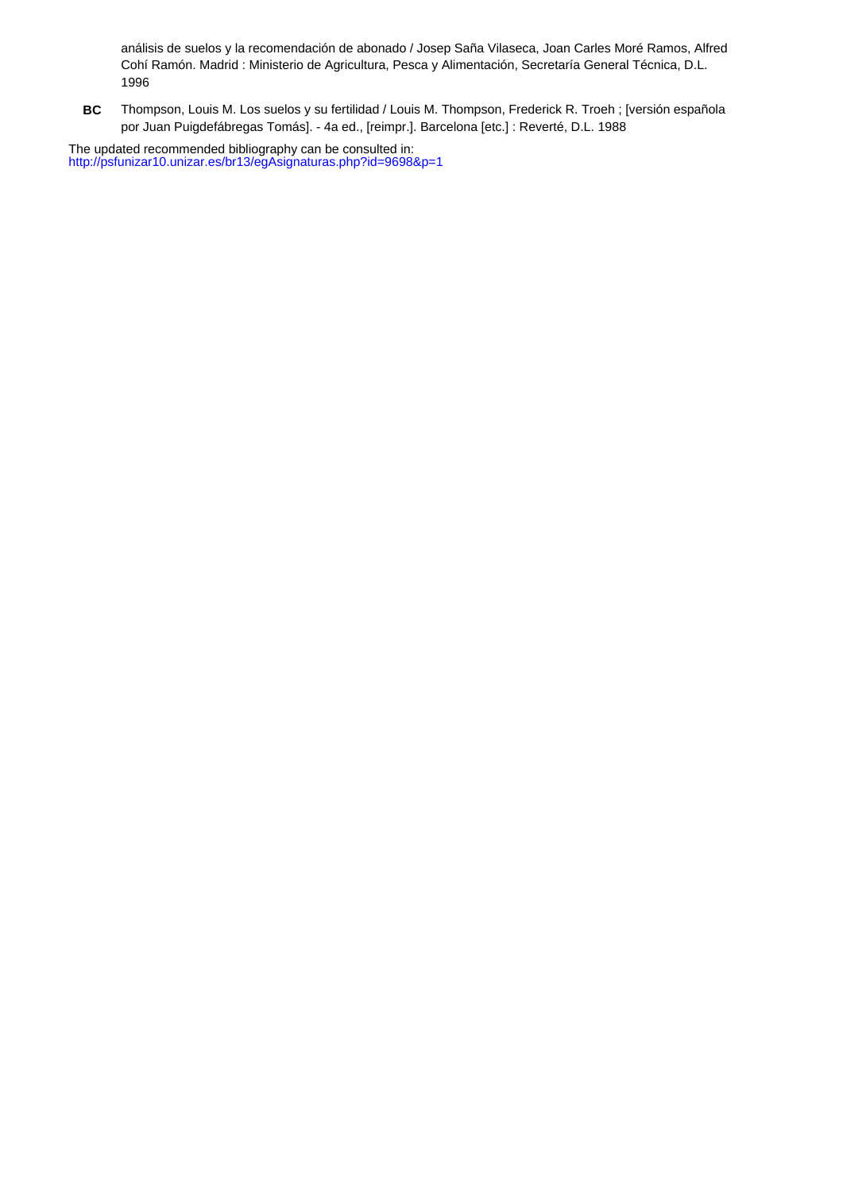análisis de suelos y la recomendación de abonado / Josep Saña Vilaseca, Joan Carles Moré Ramos, Alfred Cohí Ramón. Madrid : Ministerio de Agricultura, Pesca y Alimentación, Secretaría General Técnica, D.L. 1996

**BC** Thompson, Louis M. Los suelos y su fertilidad / Louis M. Thompson, Frederick R. Troeh ; [versión española por Juan Puigdefábregas Tomás]. - 4a ed., [reimpr.]. Barcelona [etc.] : Reverté, D.L. 1988

The updated recommended bibliography can be consulted in:
http://psfunizar10.unizar.es/br13/egAsignaturas.php?id=9698&p=1